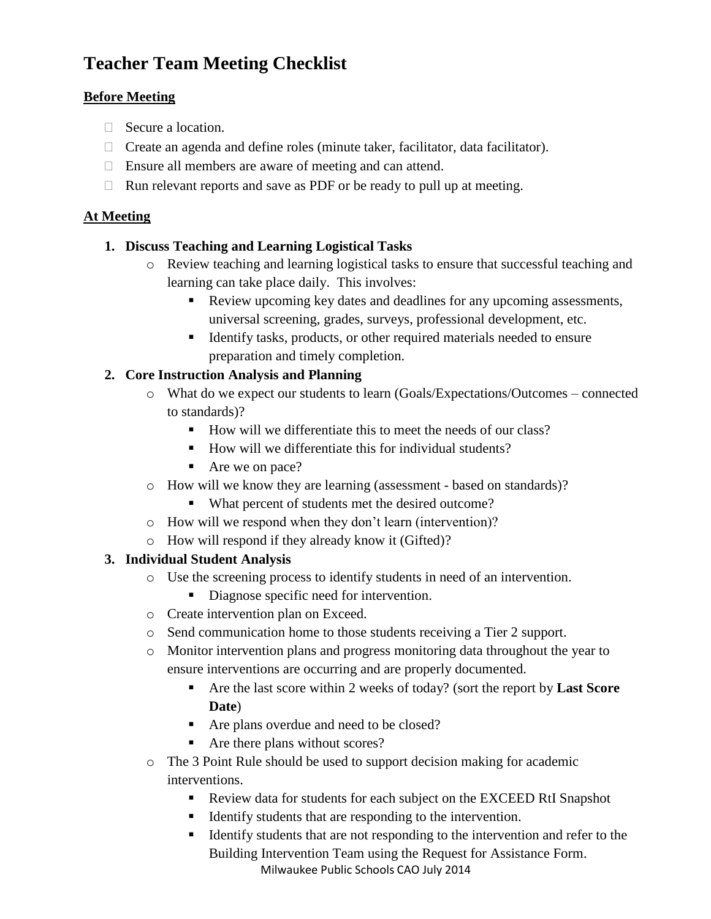# Teacher Team Meeting Checklist

**Before Meeting**

- [ ] Secure a location.
- [ ] Create an agenda and define roles (minute taker, facilitator, data facilitator).
- [ ] Ensure all members are aware of meeting and can attend.
- [ ] Run relevant reports and save as PDF or be ready to pull up at meeting.

**At Meeting**

1. **Discuss Teaching and Learning Logistical Tasks**
   - Review teaching and learning logistical tasks to ensure that successful teaching and learning can take place daily. This involves:
     - Review upcoming key dates and deadlines for any upcoming assessments, universal screening, grades, surveys, professional development, etc.
     - Identify tasks, products, or other required materials needed to ensure preparation and timely completion.
2. **Core Instruction Analysis and Planning**
   - What do we expect our students to learn (Goals/Expectations/Outcomes – connected to standards)?
     - How will we differentiate this to meet the needs of our class?
     - How will we differentiate this for individual students?
     - Are we on pace?
   - How will we know they are learning (assessment - based on standards)?
     - What percent of students met the desired outcome?
   - How will we respond when they don't learn (intervention)?
   - How will respond if they already know it (Gifted)?
3. **Individual Student Analysis**
   - Use the screening process to identify students in need of an intervention.
     - Diagnose specific need for intervention.
   - Create intervention plan on Exceed.
   - Send communication home to those students receiving a Tier 2 support.
   - Monitor intervention plans and progress monitoring data throughout the year to ensure interventions are occurring and are properly documented.
     - Are the last score within 2 weeks of today? (sort the report by **Last Score Date**)
     - Are plans overdue and need to be closed?
     - Are there plans without scores?
   - The 3 Point Rule should be used to support decision making for academic interventions.
     - Review data for students for each subject on the EXCEED RtI Snapshot
     - Identify students that are responding to the intervention.
     - Identify students that are not responding to the intervention and refer to the Building Intervention Team using the Request for Assistance Form.

Milwaukee Public Schools CAO July 2014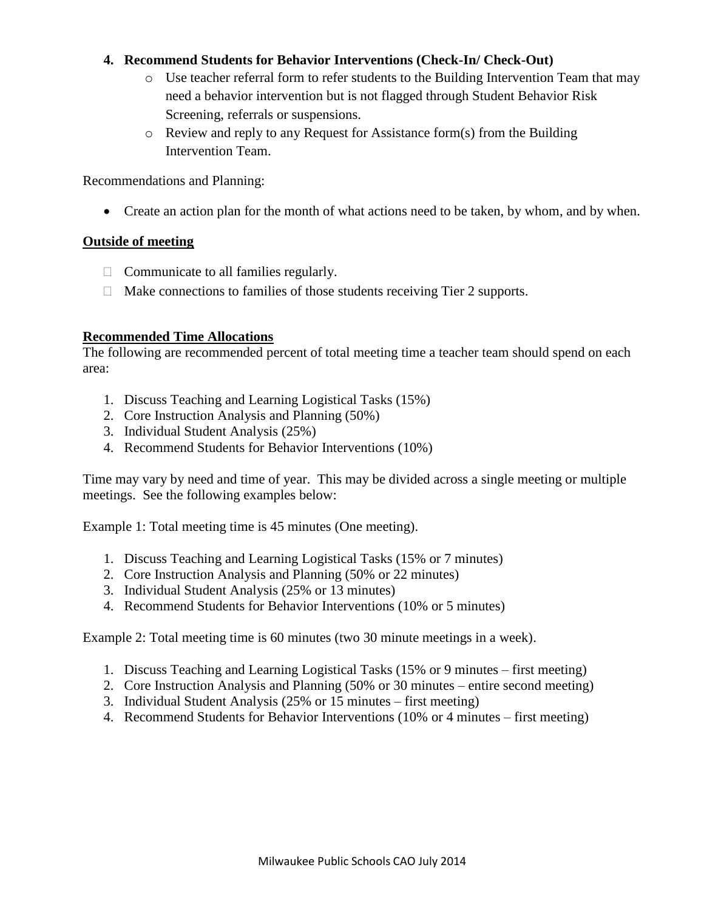4. **Recommend Students for Behavior Interventions (Check-In/ Check-Out)**
    - Use teacher referral form to refer students to the Building Intervention Team that may need a behavior intervention but is not flagged through Student Behavior Risk Screening, referrals or suspensions.
    - Review and reply to any Request for Assistance form(s) from the Building Intervention Team.

Recommendations and Planning:

- Create an action plan for the month of what actions need to be taken, by whom, and by when.

**Outside of meeting**

- Communicate to all families regularly.
- Make connections to families of those students receiving Tier 2 supports.

**Recommended Time Allocations**

The following are recommended percent of total meeting time a teacher team should spend on each area:

1. Discuss Teaching and Learning Logistical Tasks (15%)
2. Core Instruction Analysis and Planning (50%)
3. Individual Student Analysis (25%)
4. Recommend Students for Behavior Interventions (10%)

Time may vary by need and time of year. This may be divided across a single meeting or multiple meetings. See the following examples below:

Example 1: Total meeting time is 45 minutes (One meeting).

1. Discuss Teaching and Learning Logistical Tasks (15% or 7 minutes)
2. Core Instruction Analysis and Planning (50% or 22 minutes)
3. Individual Student Analysis (25% or 13 minutes)
4. Recommend Students for Behavior Interventions (10% or 5 minutes)

Example 2: Total meeting time is 60 minutes (two 30 minute meetings in a week).

1. Discuss Teaching and Learning Logistical Tasks (15% or 9 minutes – first meeting)
2. Core Instruction Analysis and Planning (50% or 30 minutes – entire second meeting)
3. Individual Student Analysis (25% or 15 minutes – first meeting)
4. Recommend Students for Behavior Interventions (10% or 4 minutes – first meeting)